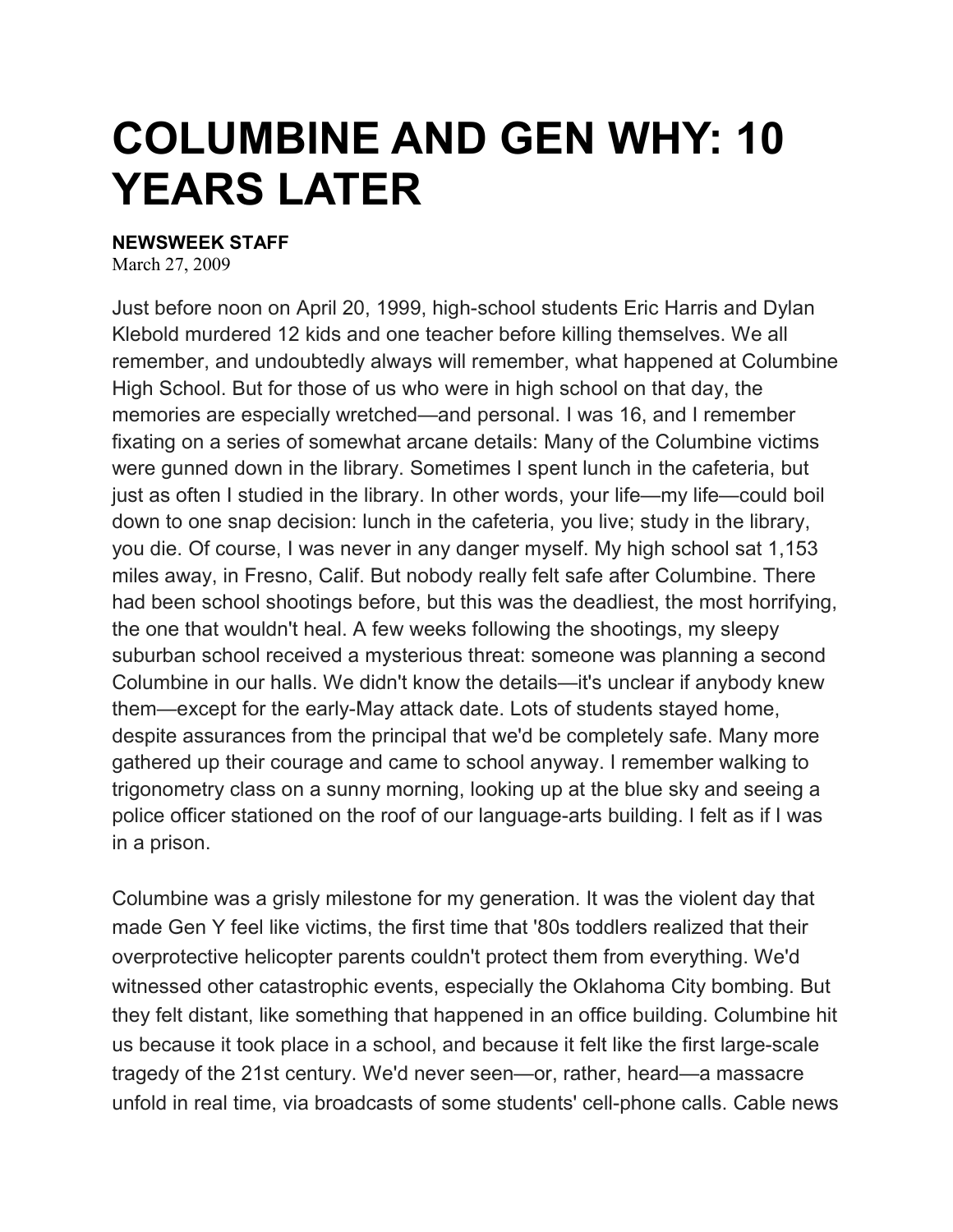# COLUMBINE AND GEN WHY: 10 YEARS LATER

**NEWSWEEK STAFF**
March 27, 2009

Just before noon on April 20, 1999, high-school students Eric Harris and Dylan Klebold murdered 12 kids and one teacher before killing themselves. We all remember, and undoubtedly always will remember, what happened at Columbine High School. But for those of us who were in high school on that day, the memories are especially wretched—and personal. I was 16, and I remember fixating on a series of somewhat arcane details: Many of the Columbine victims were gunned down in the library. Sometimes I spent lunch in the cafeteria, but just as often I studied in the library. In other words, your life—my life—could boil down to one snap decision: lunch in the cafeteria, you live; study in the library, you die. Of course, I was never in any danger myself. My high school sat 1,153 miles away, in Fresno, Calif. But nobody really felt safe after Columbine. There had been school shootings before, but this was the deadliest, the most horrifying, the one that wouldn't heal. A few weeks following the shootings, my sleepy suburban school received a mysterious threat: someone was planning a second Columbine in our halls. We didn't know the details—it's unclear if anybody knew them—except for the early-May attack date. Lots of students stayed home, despite assurances from the principal that we'd be completely safe. Many more gathered up their courage and came to school anyway. I remember walking to trigonometry class on a sunny morning, looking up at the blue sky and seeing a police officer stationed on the roof of our language-arts building. I felt as if I was in a prison.

Columbine was a grisly milestone for my generation. It was the violent day that made Gen Y feel like victims, the first time that '80s toddlers realized that their overprotective helicopter parents couldn't protect them from everything. We'd witnessed other catastrophic events, especially the Oklahoma City bombing. But they felt distant, like something that happened in an office building. Columbine hit us because it took place in a school, and because it felt like the first large-scale tragedy of the 21st century. We'd never seen—or, rather, heard—a massacre unfold in real time, via broadcasts of some students' cell-phone calls. Cable news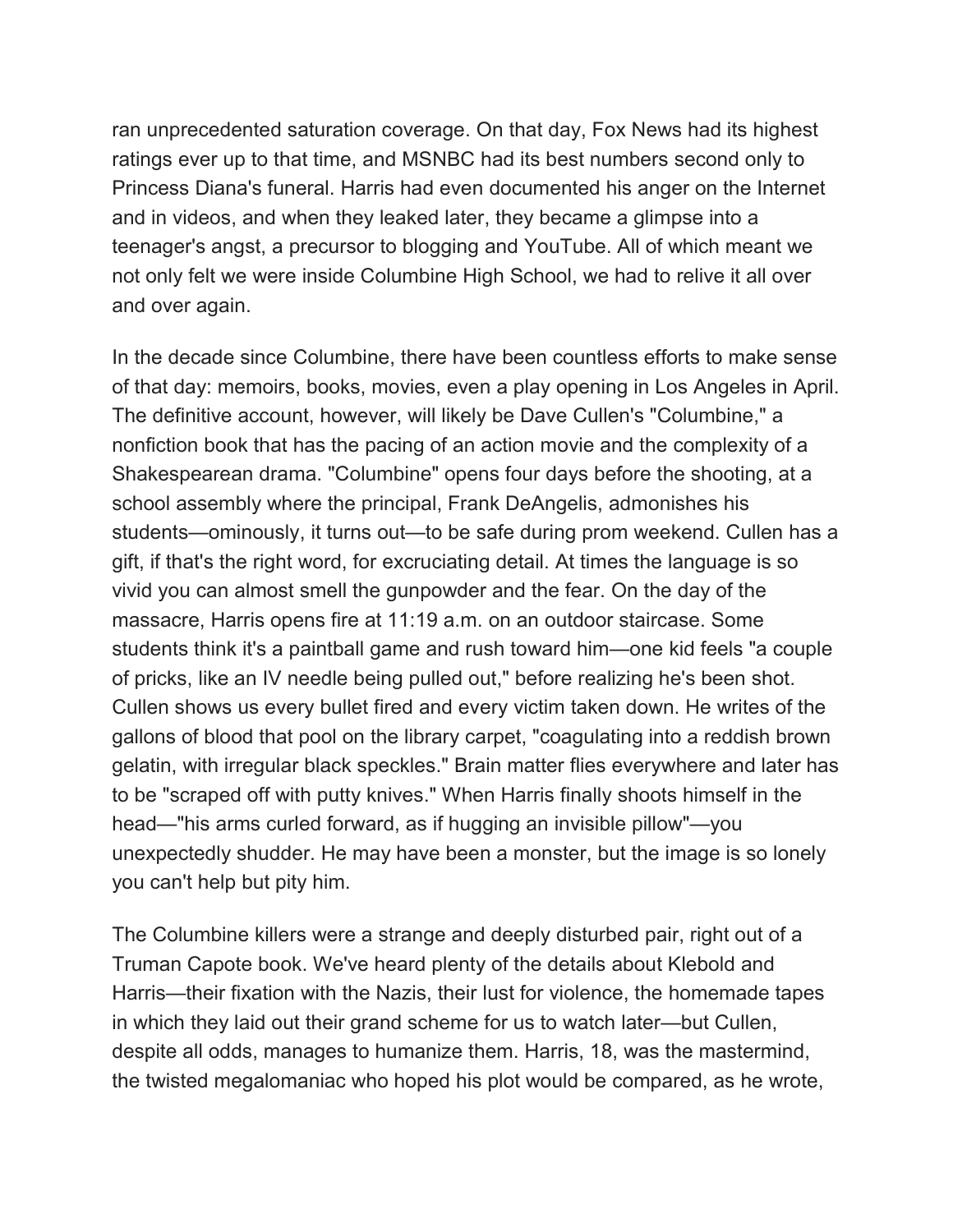ran unprecedented saturation coverage. On that day, Fox News had its highest ratings ever up to that time, and MSNBC had its best numbers second only to Princess Diana's funeral. Harris had even documented his anger on the Internet and in videos, and when they leaked later, they became a glimpse into a teenager's angst, a precursor to blogging and YouTube. All of which meant we not only felt we were inside Columbine High School, we had to relive it all over and over again.

In the decade since Columbine, there have been countless efforts to make sense of that day: memoirs, books, movies, even a play opening in Los Angeles in April. The definitive account, however, will likely be Dave Cullen's "Columbine," a nonfiction book that has the pacing of an action movie and the complexity of a Shakespearean drama. "Columbine" opens four days before the shooting, at a school assembly where the principal, Frank DeAngelis, admonishes his students—ominously, it turns out—to be safe during prom weekend. Cullen has a gift, if that's the right word, for excruciating detail. At times the language is so vivid you can almost smell the gunpowder and the fear. On the day of the massacre, Harris opens fire at 11:19 a.m. on an outdoor staircase. Some students think it's a paintball game and rush toward him—one kid feels "a couple of pricks, like an IV needle being pulled out," before realizing he's been shot. Cullen shows us every bullet fired and every victim taken down. He writes of the gallons of blood that pool on the library carpet, "coagulating into a reddish brown gelatin, with irregular black speckles." Brain matter flies everywhere and later has to be "scraped off with putty knives." When Harris finally shoots himself in the head—"his arms curled forward, as if hugging an invisible pillow"—you unexpectedly shudder. He may have been a monster, but the image is so lonely you can't help but pity him.

The Columbine killers were a strange and deeply disturbed pair, right out of a Truman Capote book. We've heard plenty of the details about Klebold and Harris—their fixation with the Nazis, their lust for violence, the homemade tapes in which they laid out their grand scheme for us to watch later—but Cullen, despite all odds, manages to humanize them. Harris, 18, was the mastermind, the twisted megalomaniac who hoped his plot would be compared, as he wrote,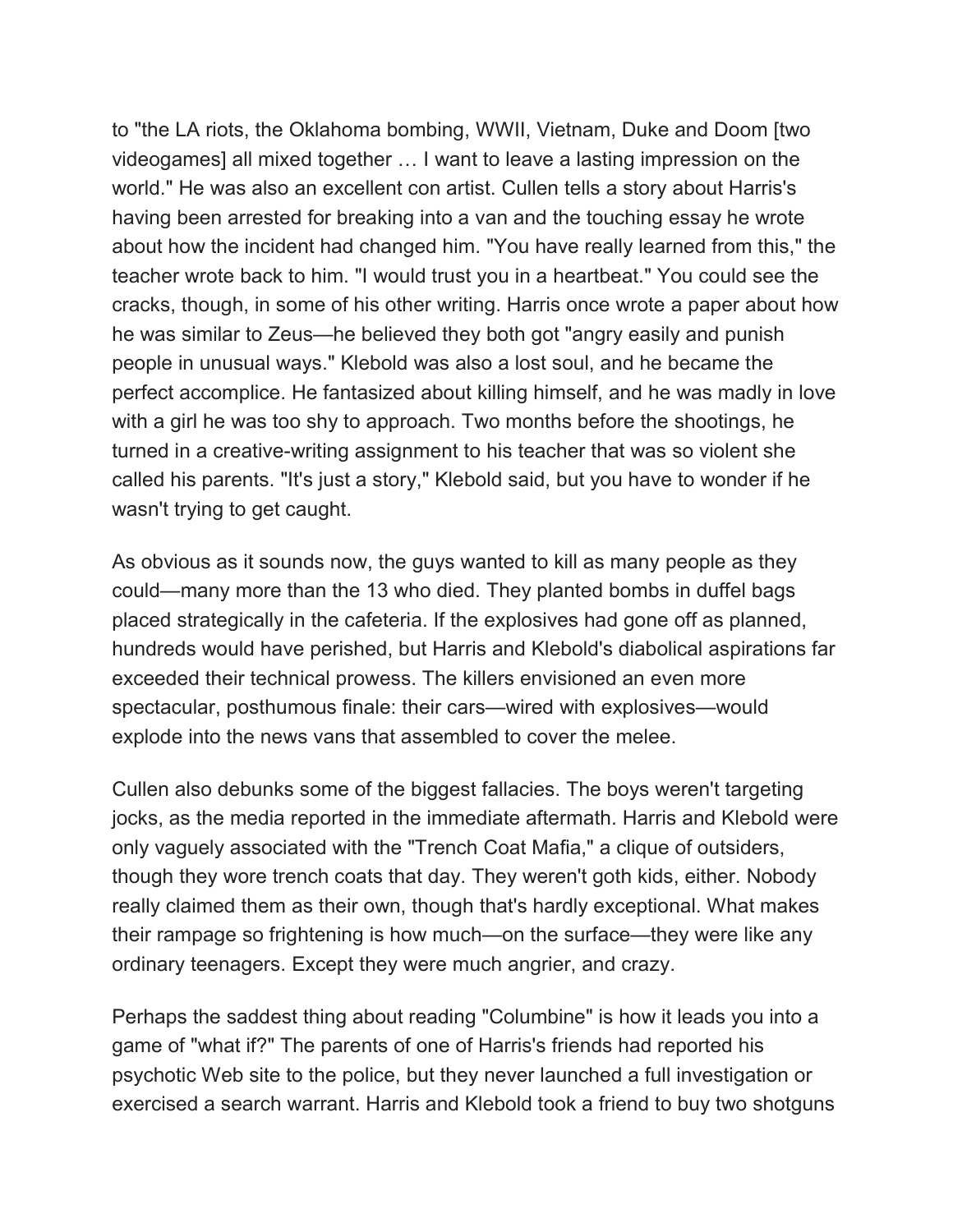to "the LA riots, the Oklahoma bombing, WWII, Vietnam, Duke and Doom [two videogames] all mixed together … I want to leave a lasting impression on the world." He was also an excellent con artist. Cullen tells a story about Harris's having been arrested for breaking into a van and the touching essay he wrote about how the incident had changed him. "You have really learned from this," the teacher wrote back to him. "I would trust you in a heartbeat." You could see the cracks, though, in some of his other writing. Harris once wrote a paper about how he was similar to Zeus—he believed they both got "angry easily and punish people in unusual ways." Klebold was also a lost soul, and he became the perfect accomplice. He fantasized about killing himself, and he was madly in love with a girl he was too shy to approach. Two months before the shootings, he turned in a creative-writing assignment to his teacher that was so violent she called his parents. "It's just a story," Klebold said, but you have to wonder if he wasn't trying to get caught.

As obvious as it sounds now, the guys wanted to kill as many people as they could—many more than the 13 who died. They planted bombs in duffel bags placed strategically in the cafeteria. If the explosives had gone off as planned, hundreds would have perished, but Harris and Klebold's diabolical aspirations far exceeded their technical prowess. The killers envisioned an even more spectacular, posthumous finale: their cars—wired with explosives—would explode into the news vans that assembled to cover the melee.

Cullen also debunks some of the biggest fallacies. The boys weren't targeting jocks, as the media reported in the immediate aftermath. Harris and Klebold were only vaguely associated with the "Trench Coat Mafia," a clique of outsiders, though they wore trench coats that day. They weren't goth kids, either. Nobody really claimed them as their own, though that's hardly exceptional. What makes their rampage so frightening is how much—on the surface—they were like any ordinary teenagers. Except they were much angrier, and crazy.

Perhaps the saddest thing about reading "Columbine" is how it leads you into a game of "what if?" The parents of one of Harris's friends had reported his psychotic Web site to the police, but they never launched a full investigation or exercised a search warrant. Harris and Klebold took a friend to buy two shotguns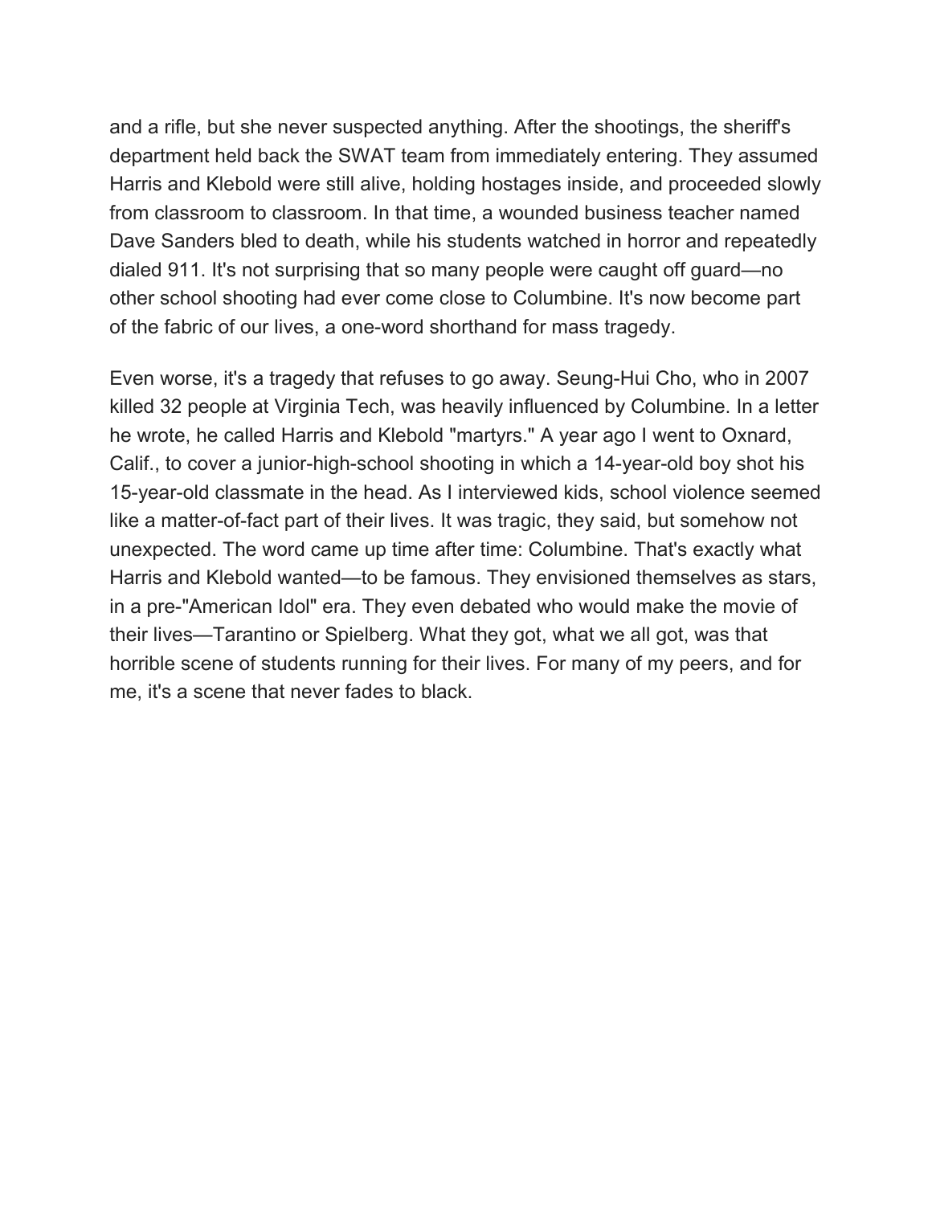and a rifle, but she never suspected anything. After the shootings, the sheriff's department held back the SWAT team from immediately entering. They assumed Harris and Klebold were still alive, holding hostages inside, and proceeded slowly from classroom to classroom. In that time, a wounded business teacher named Dave Sanders bled to death, while his students watched in horror and repeatedly dialed 911. It's not surprising that so many people were caught off guard—no other school shooting had ever come close to Columbine. It's now become part of the fabric of our lives, a one-word shorthand for mass tragedy.

Even worse, it's a tragedy that refuses to go away. Seung-Hui Cho, who in 2007 killed 32 people at Virginia Tech, was heavily influenced by Columbine. In a letter he wrote, he called Harris and Klebold "martyrs." A year ago I went to Oxnard, Calif., to cover a junior-high-school shooting in which a 14-year-old boy shot his 15-year-old classmate in the head. As I interviewed kids, school violence seemed like a matter-of-fact part of their lives. It was tragic, they said, but somehow not unexpected. The word came up time after time: Columbine. That's exactly what Harris and Klebold wanted—to be famous. They envisioned themselves as stars, in a pre-"American Idol" era. They even debated who would make the movie of their lives—Tarantino or Spielberg. What they got, what we all got, was that horrible scene of students running for their lives. For many of my peers, and for me, it's a scene that never fades to black.